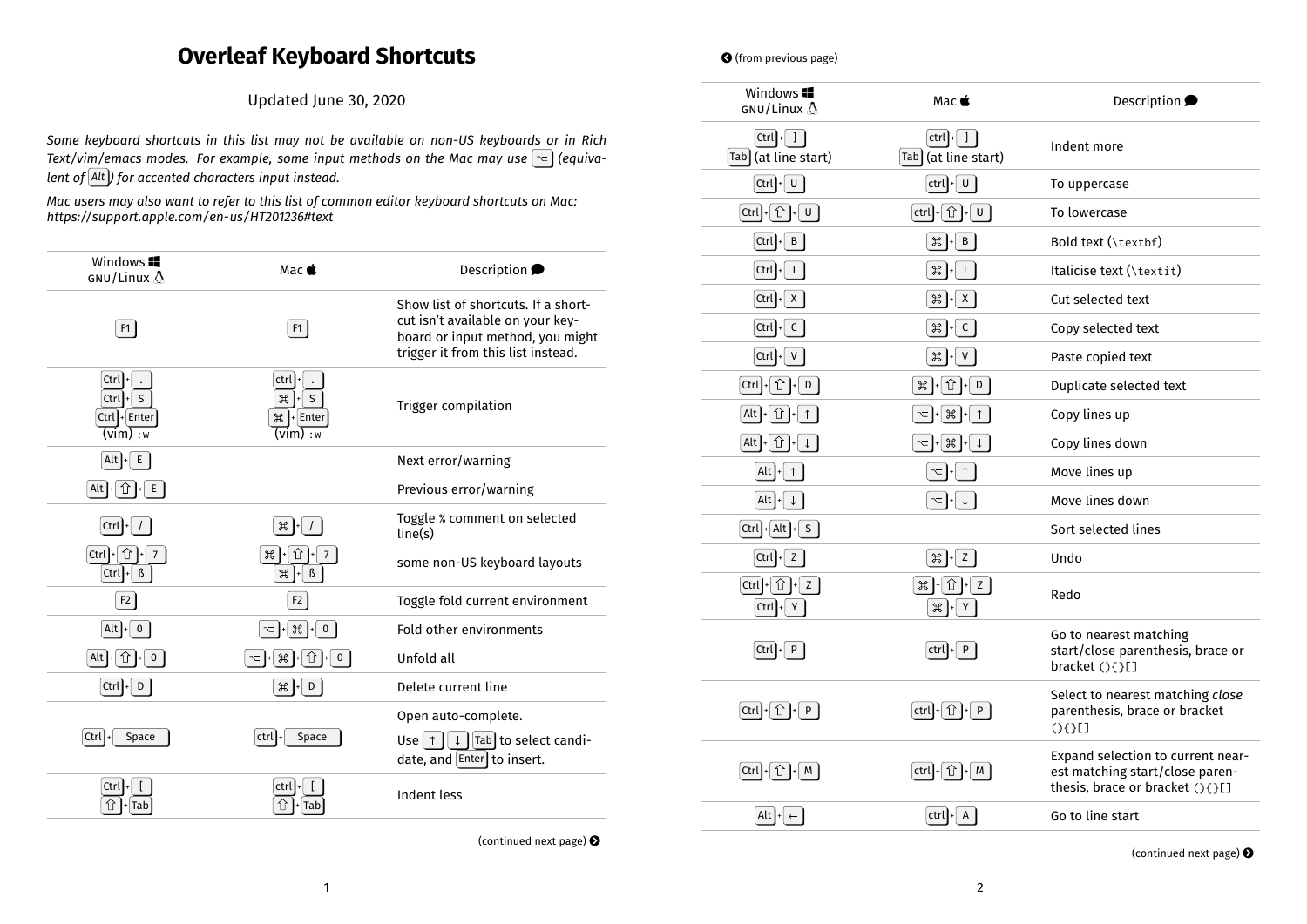# Overleaf Keyboard Shortcuts

Updated June 30, 2020

*Some keyboard shortcuts in this list may not be available on non-US keyboards or in Rich Text/vim/emacs modes. For example, some input methods on the Mac may use ⌥ (equivalent of Alt) for accented characters input instead.*

*Mac users may also want to refer to this list of common editor keyboard shortcuts on Mac: https://support.apple.com/en-us/HT201236#text*

| Windows GNU/Linux | Mac | Description |
| --- | --- | --- |
| F1 | F1 | Show list of shortcuts. If a shortcut isn't available on your keyboard or input method, you might trigger it from this list instead. |
| Ctrl + . <br> Ctrl + S <br> Ctrl + Enter <br> (vim) :w | ctrl + . <br> ⌘ + S <br> ⌘ + Enter <br> (vim) :w | Trigger compilation |
| Alt + E | | Next error/warning |
| Alt + ⇧ + E | | Previous error/warning |
| Ctrl + / | ⌘ + / | Toggle % comment on selected line(s) |
| Ctrl + ⇧ + 7 <br> Ctrl + ß | ⌘ + ⇧ + 7 <br> ⌘ + ß | some non-US keyboard layouts |
| F2 | F2 | Toggle fold current environment |
| Alt + 0 | ⌥ + ⌘ + 0 | Fold other environments |
| Alt + ⇧ + 0 | ⌥ + ⌘ + ⇧ + 0 | Unfold all |
| Ctrl + D | ⌘ + D | Delete current line |
| Ctrl + Space | ctrl + Space | Open auto-complete. Use ↑ ↓ Tab to select candidate, and Enter to insert. |
| Ctrl + [ <br> ⇧ + Tab | ctrl + [ <br> ⇧ + Tab | Indent less |
| Ctrl + ] <br> Tab (at line start) | ctrl + ] <br> Tab (at line start) | Indent more |
| Ctrl + U | ctrl + U | To uppercase |
| Ctrl + ⇧ + U | ctrl + ⇧ + U | To lowercase |
| Ctrl + B | ⌘ + B | Bold text (\textbf) |
| Ctrl + I | ⌘ + I | Italicise text (\textit) |
| Ctrl + X | ⌘ + X | Cut selected text |
| Ctrl + C | ⌘ + C | Copy selected text |
| Ctrl + V | ⌘ + V | Paste copied text |
| Ctrl + ⇧ + D | ⌘ + ⇧ + D | Duplicate selected text |
| Alt + ⇧ + ↑ | ⌥ + ⌘ + ↑ | Copy lines up |
| Alt + ⇧ + ↓ | ⌥ + ⌘ + ↓ | Copy lines down |
| Alt + ↑ | ⌥ + ↑ | Move lines up |
| Alt + ↓ | ⌥ + ↓ | Move lines down |
| Ctrl + Alt + S | | Sort selected lines |
| Ctrl + Z | ⌘ + Z | Undo |
| Ctrl + ⇧ + Z <br> Ctrl + Y | ⌘ + ⇧ + Z <br> ⌘ + Y | Redo |
| Ctrl + P | ctrl + P | Go to nearest matching start/close parenthesis, brace or bracket (){}[] |
| Ctrl + ⇧ + P | ctrl + ⇧ + P | Select to nearest matching *close* parenthesis, brace or bracket (){}[] |
| Ctrl + ⇧ + M | ctrl + ⇧ + M | Expand selection to current nearest matching start/close parenthesis, brace or bracket (){}[] |
| Alt + ← | ctrl + A | Go to line start |

(continued next page)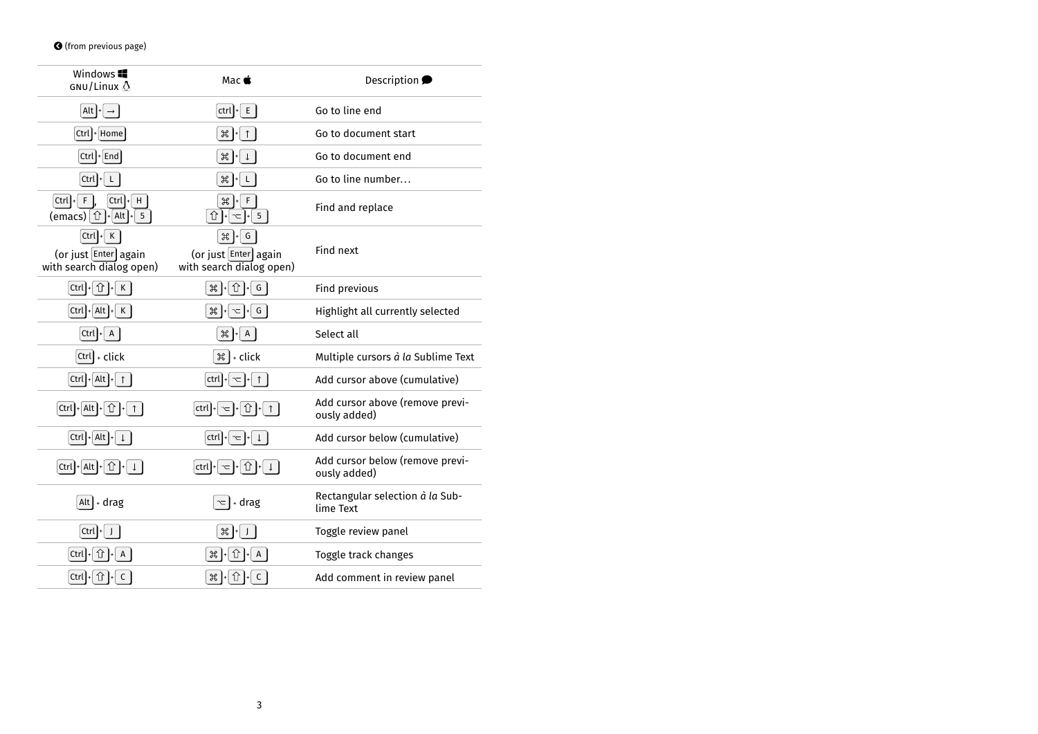(from previous page)

| Windows / GNU/Linux | Mac | Description |
| --- | --- | --- |
| Alt + → | ctrl + E | Go to line end |
| Ctrl + Home | ⌘ + ↑ | Go to document start |
| Ctrl + End | ⌘ + ↓ | Go to document end |
| Ctrl + L | ⌘ + L | Go to line number… |
| Ctrl + F, Ctrl + H (emacs) ⇧ + Alt + 5 | ⌘ + F ⇧ + ⌥ + 5 | Find and replace |
| Ctrl + K (or just Enter again with search dialog open) | ⌘ + G (or just Enter again with search dialog open) | Find next |
| Ctrl + ⇧ + K | ⌘ + ⇧ + G | Find previous |
| Ctrl + Alt + K | ⌘ + ⌥ + G | Highlight all currently selected |
| Ctrl + A | ⌘ + A | Select all |
| Ctrl + click | ⌘ + click | Multiple cursors *à la* Sublime Text |
| Ctrl + Alt + ↑ | ctrl + ⌥ + ↑ | Add cursor above (cumulative) |
| Ctrl + Alt + ⇧ + ↑ | ctrl + ⌥ + ⇧ + ↑ | Add cursor above (remove previously added) |
| Ctrl + Alt + ↓ | ctrl + ⌥ + ↓ | Add cursor below (cumulative) |
| Ctrl + Alt + ⇧ + ↓ | ctrl + ⌥ + ⇧ + ↓ | Add cursor below (remove previously added) |
| Alt + drag | ⌥ + drag | Rectangular selection *à la* Sublime Text |
| Ctrl + J | ⌘ + J | Toggle review panel |
| Ctrl + ⇧ + A | ⌘ + ⇧ + A | Toggle track changes |
| Ctrl + ⇧ + C | ⌘ + ⇧ + C | Add comment in review panel |